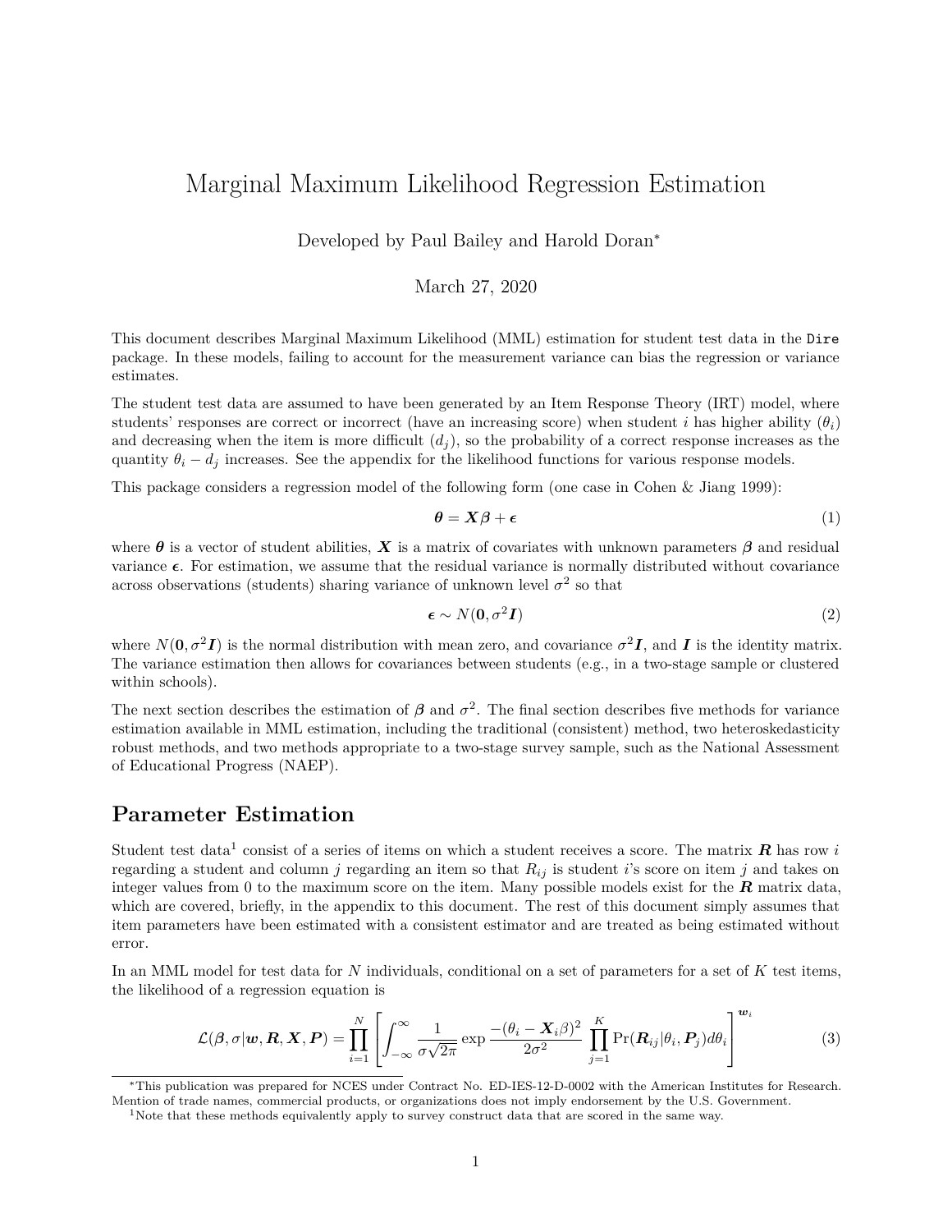# Marginal Maximum Likelihood Regression Estimation

Developed by Paul Bailey and Harold Doran*

March 27, 2020

This document describes Marginal Maximum Likelihood (MML) estimation for student test data in the `Dire` package. In these models, failing to account for the measurement variance can bias the regression or variance estimates.

The student test data are assumed to have been generated by an Item Response Theory (IRT) model, where students' responses are correct or incorrect (have an increasing score) when student $i$ has higher ability ($\theta_i$) and decreasing when the item is more difficult ($d_j$), so the probability of a correct response increases as the quantity $\theta_i - d_j$ increases. See the appendix for the likelihood functions for various response models.

This package considers a regression model of the following form (one case in Cohen & Jiang 1999):

$$\boldsymbol{\theta} = \boldsymbol{X}\boldsymbol{\beta} + \boldsymbol{\epsilon} \tag{1}$$

where $\boldsymbol{\theta}$ is a vector of student abilities, $\boldsymbol{X}$ is a matrix of covariates with unknown parameters $\boldsymbol{\beta}$ and residual variance $\boldsymbol{\epsilon}$. For estimation, we assume that the residual variance is normally distributed without covariance across observations (students) sharing variance of unknown level $\sigma^2$ so that

$$\boldsymbol{\epsilon} \sim N(\boldsymbol{0}, \sigma^2 \boldsymbol{I}) \tag{2}$$

where $N(\boldsymbol{0}, \sigma^2 \boldsymbol{I})$ is the normal distribution with mean zero, and covariance $\sigma^2 \boldsymbol{I}$, and $\boldsymbol{I}$ is the identity matrix. The variance estimation then allows for covariances between students (e.g., in a two-stage sample or clustered within schools).

The next section describes the estimation of $\boldsymbol{\beta}$ and $\sigma^2$. The final section describes five methods for variance estimation available in MML estimation, including the traditional (consistent) method, two heteroskedasticity robust methods, and two methods appropriate to a two-stage survey sample, such as the National Assessment of Educational Progress (NAEP).

## Parameter Estimation

Student test data[1] consist of a series of items on which a student receives a score. The matrix $\boldsymbol{R}$ has row $i$ regarding a student and column $j$ regarding an item so that $R_{ij}$ is student $i$'s score on item $j$ and takes on integer values from 0 to the maximum score on the item. Many possible models exist for the $\boldsymbol{R}$ matrix data, which are covered, briefly, in the appendix to this document. The rest of this document simply assumes that item parameters have been estimated with a consistent estimator and are treated as being estimated without error.

In an MML model for test data for $N$ individuals, conditional on a set of parameters for a set of $K$ test items, the likelihood of a regression equation is

$$\mathcal{L}(\boldsymbol{\beta}, \sigma | \boldsymbol{w}, \boldsymbol{R}, \boldsymbol{X}, \boldsymbol{P}) = \prod_{i=1}^{N} \left[ \int_{-\infty}^{\infty} \frac{1}{\sigma\sqrt{2\pi}} \exp \frac{-(\theta_i - \boldsymbol{X}_i \beta)^2}{2\sigma^2} \prod_{j=1}^{K} \Pr(\boldsymbol{R}_{ij} | \theta_i, \boldsymbol{P}_j) d\theta_i \right]^{\boldsymbol{w}_i} \tag{3}$$

*This publication was prepared for NCES under Contract No. ED-IES-12-D-0002 with the American Institutes for Research. Mention of trade names, commercial products, or organizations does not imply endorsement by the U.S. Government.

[1] Note that these methods equivalently apply to survey construct data that are scored in the same way.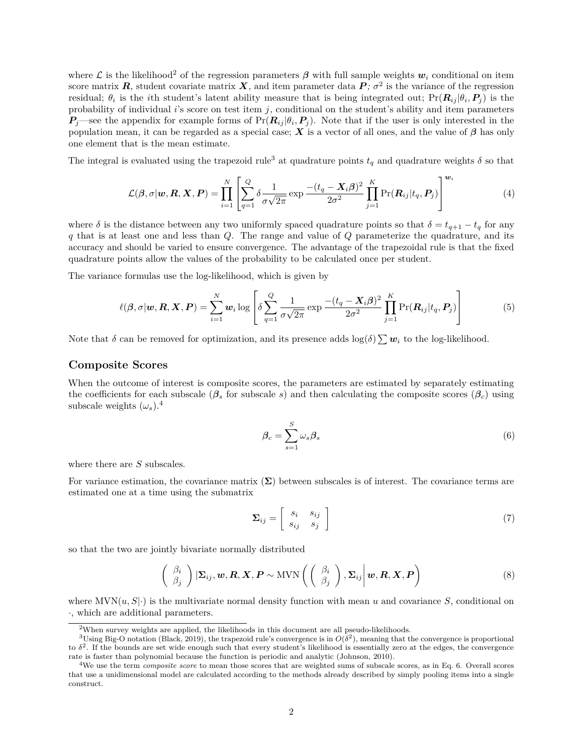where $\mathcal{L}$ is the likelihood[2] of the regression parameters $\boldsymbol{\beta}$ with full sample weights $\boldsymbol{w}_i$ conditional on item score matrix $\boldsymbol{R}$, student covariate matrix $\boldsymbol{X}$, and item parameter data $\boldsymbol{P}$; $\sigma^2$ is the variance of the regression residual; $\theta_i$ is the $i$th student's latent ability measure that is being integrated out; $\Pr(\boldsymbol{R}_{ij}|\theta_i, \boldsymbol{P}_j)$ is the probability of individual $i$'s score on test item $j$, conditional on the student's ability and item parameters $\boldsymbol{P}_j$—see the appendix for example forms of $\Pr(\boldsymbol{R}_{ij}|\theta_i, \boldsymbol{P}_j)$. Note that if the user is only interested in the population mean, it can be regarded as a special case; $\boldsymbol{X}$ is a vector of all ones, and the value of $\boldsymbol{\beta}$ has only one element that is the mean estimate.

The integral is evaluated using the trapezoid rule[3] at quadrature points $t_q$ and quadrature weights $\delta$ so that

$$\mathcal{L}(\boldsymbol{\beta}, \sigma|\boldsymbol{w}, \boldsymbol{R}, \boldsymbol{X}, \boldsymbol{P}) = \prod_{i=1}^{N} \left[ \sum_{q=1}^{Q} \delta \frac{1}{\sigma\sqrt{2\pi}} \exp \frac{-(t_q - \boldsymbol{X}_i\boldsymbol{\beta})^2}{2\sigma^2} \prod_{j=1}^{K} \Pr(\boldsymbol{R}_{ij}|t_q, \boldsymbol{P}_j) \right]^{\boldsymbol{w}_i} \tag{4}$$

where $\delta$ is the distance between any two uniformly spaced quadrature points so that $\delta = t_{q+1} - t_q$ for any $q$ that is at least one and less than $Q$. The range and value of $Q$ parameterize the quadrature, and its accuracy and should be varied to ensure convergence. The advantage of the trapezoidal rule is that the fixed quadrature points allow the values of the probability to be calculated once per student.

The variance formulas use the log-likelihood, which is given by

$$\ell(\boldsymbol{\beta}, \sigma|\boldsymbol{w}, \boldsymbol{R}, \boldsymbol{X}, \boldsymbol{P}) = \sum_{i=1}^{N} \boldsymbol{w}_i \log \left[ \delta \sum_{q=1}^{Q} \frac{1}{\sigma\sqrt{2\pi}} \exp \frac{-(t_q - \boldsymbol{X}_i\boldsymbol{\beta})^2}{2\sigma^2} \prod_{j=1}^{K} \Pr(\boldsymbol{R}_{ij}|t_q, \boldsymbol{P}_j) \right] \tag{5}$$

Note that $\delta$ can be removed for optimization, and its presence adds $\log(\delta) \sum \boldsymbol{w}_i$ to the log-likelihood.

### Composite Scores

When the outcome of interest is composite scores, the parameters are estimated by separately estimating the coefficients for each subscale ($\boldsymbol{\beta}_s$ for subscale $s$) and then calculating the composite scores ($\boldsymbol{\beta}_c$) using subscale weights ($\omega_s$).[4]

$$\boldsymbol{\beta}_c = \sum_{s=1}^{S} \omega_s \boldsymbol{\beta}_s \tag{6}$$

where there are $S$ subscales.

For variance estimation, the covariance matrix ($\boldsymbol{\Sigma}$) between subscales is of interest. The covariance terms are estimated one at a time using the submatrix

$$\boldsymbol{\Sigma}_{ij} = \begin{bmatrix} s_i & s_{ij} \\ s_{ij} & s_j \end{bmatrix} \tag{7}$$

so that the two are jointly bivariate normally distributed

$$\left( \begin{array}{c} \beta_i \\ \beta_j \end{array} \right) |\boldsymbol{\Sigma}_{ij}, \boldsymbol{w}, \boldsymbol{R}, \boldsymbol{X}, \boldsymbol{P} \sim \text{MVN} \left( \left( \begin{array}{c} \beta_i \\ \beta_j \end{array} \right), \boldsymbol{\Sigma}_{ij} \middle| \boldsymbol{w}, \boldsymbol{R}, \boldsymbol{X}, \boldsymbol{P} \right) \tag{8}$$

where $\text{MVN}(u, S|\cdot)$ is the multivariate normal density function with mean $u$ and covariance $S$, conditional on $\cdot$, which are additional parameters.

---

[2] When survey weights are applied, the likelihoods in this document are all pseudo-likelihoods.

[3] Using Big-O notation (Black, 2019), the trapezoid rule's convergence is in $O(\delta^2)$, meaning that the convergence is proportional to $\delta^2$. If the bounds are set wide enough such that every student's likelihood is essentially zero at the edges, the convergence rate is faster than polynomial because the function is periodic and analytic (Johnson, 2010).

[4] We use the term *composite score* to mean those scores that are weighted sums of subscale scores, as in Eq. 6. Overall scores that use a unidimensional model are calculated according to the methods already described by simply pooling items into a single construct.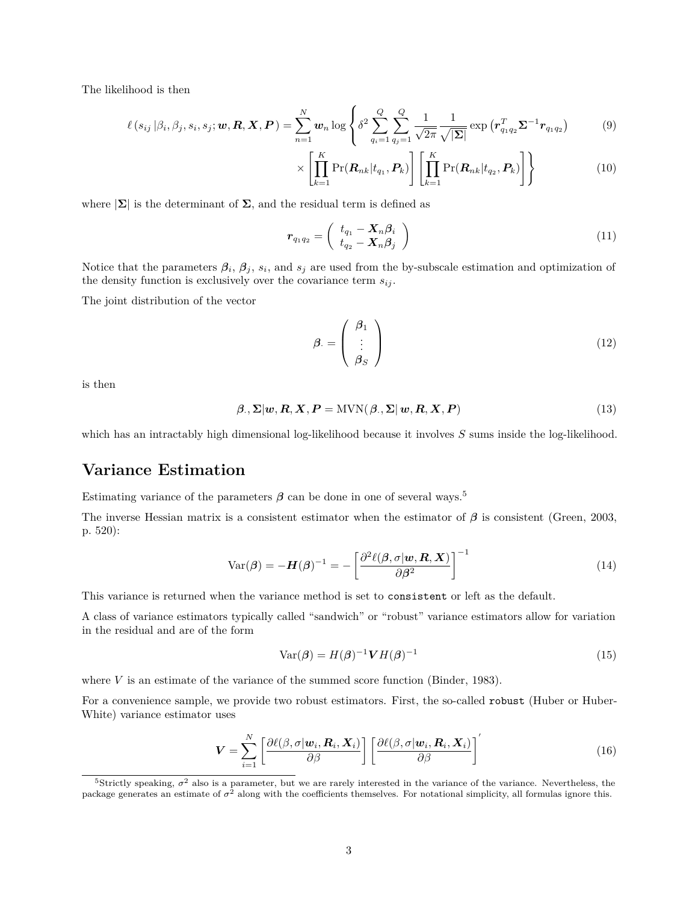The likelihood is then

$$\ell\left(s_{ij}\,|\beta_i, \beta_j, s_i, s_j; \boldsymbol{w}, \boldsymbol{R}, \boldsymbol{X}, \boldsymbol{P}\right) = \sum_{n=1}^{N} \boldsymbol{w}_n \log \left\{ \delta^2 \sum_{q_i=1}^{Q} \sum_{q_j=1}^{Q} \frac{1}{\sqrt{2\pi}} \frac{1}{\sqrt{|\boldsymbol{\Sigma}|}} \exp\left(\boldsymbol{r}_{q_1 q_2}^T \boldsymbol{\Sigma}^{-1} \boldsymbol{r}_{q_1 q_2}\right) \right. \tag{9}$$

$$\left. \times \left[ \prod_{k=1}^{K} \Pr(\boldsymbol{R}_{nk}|t_{q_1}, \boldsymbol{P}_k) \right] \left[ \prod_{k=1}^{K} \Pr(\boldsymbol{R}_{nk}|t_{q_2}, \boldsymbol{P}_k) \right] \right\} \tag{10}$$

where $|\boldsymbol{\Sigma}|$ is the determinant of $\boldsymbol{\Sigma}$, and the residual term is defined as

$$\boldsymbol{r}_{q_1 q_2} = \begin{pmatrix} t_{q_1} - \boldsymbol{X}_n \boldsymbol{\beta}_i \\ t_{q_2} - \boldsymbol{X}_n \boldsymbol{\beta}_j \end{pmatrix} \tag{11}$$

Notice that the parameters $\boldsymbol{\beta}_i$, $\boldsymbol{\beta}_j$, $s_i$, and $s_j$ are used from the by-subscale estimation and optimization of the density function is exclusively over the covariance term $s_{ij}$.

The joint distribution of the vector

$$\boldsymbol{\beta}. = \begin{pmatrix} \boldsymbol{\beta}_1 \\ \vdots \\ \boldsymbol{\beta}_S \end{pmatrix} \tag{12}$$

is then

$$\boldsymbol{\beta}., \boldsymbol{\Sigma}|\boldsymbol{w}, \boldsymbol{R}, \boldsymbol{X}, \boldsymbol{P} = \text{MVN}(\boldsymbol{\beta}., \boldsymbol{\Sigma}|\, \boldsymbol{w}, \boldsymbol{R}, \boldsymbol{X}, \boldsymbol{P}) \tag{13}$$

which has an intractably high dimensional log-likelihood because it involves $S$ sums inside the log-likelihood.

## Variance Estimation

Estimating variance of the parameters $\boldsymbol{\beta}$ can be done in one of several ways.[5]

The inverse Hessian matrix is a consistent estimator when the estimator of $\boldsymbol{\beta}$ is consistent (Green, 2003, p. 520):

$$\text{Var}(\boldsymbol{\beta}) = -\boldsymbol{H}(\boldsymbol{\beta})^{-1} = -\left[\frac{\partial^2 \ell(\boldsymbol{\beta}, \sigma|\boldsymbol{w}, \boldsymbol{R}, \boldsymbol{X})}{\partial \boldsymbol{\beta}^2}\right]^{-1} \tag{14}$$

This variance is returned when the variance method is set to `consistent` or left as the default.

A class of variance estimators typically called "sandwich" or "robust" variance estimators allow for variation in the residual and are of the form

$$\text{Var}(\boldsymbol{\beta}) = H(\boldsymbol{\beta})^{-1} \boldsymbol{V} H(\boldsymbol{\beta})^{-1} \tag{15}$$

where $V$ is an estimate of the variance of the summed score function (Binder, 1983).

For a convenience sample, we provide two robust estimators. First, the so-called `robust` (Huber or Huber-White) variance estimator uses

$$\boldsymbol{V} = \sum_{i=1}^{N} \left[\frac{\partial \ell(\beta, \sigma|\boldsymbol{w}_i, \boldsymbol{R}_i, \boldsymbol{X}_i)}{\partial \beta}\right] \left[\frac{\partial \ell(\beta, \sigma|\boldsymbol{w}_i, \boldsymbol{R}_i, \boldsymbol{X}_i)}{\partial \beta}\right]' \tag{16}$$

[5] Strictly speaking, $\sigma^2$ also is a parameter, but we are rarely interested in the variance of the variance. Nevertheless, the package generates an estimate of $\sigma^2$ along with the coefficients themselves. For notational simplicity, all formulas ignore this.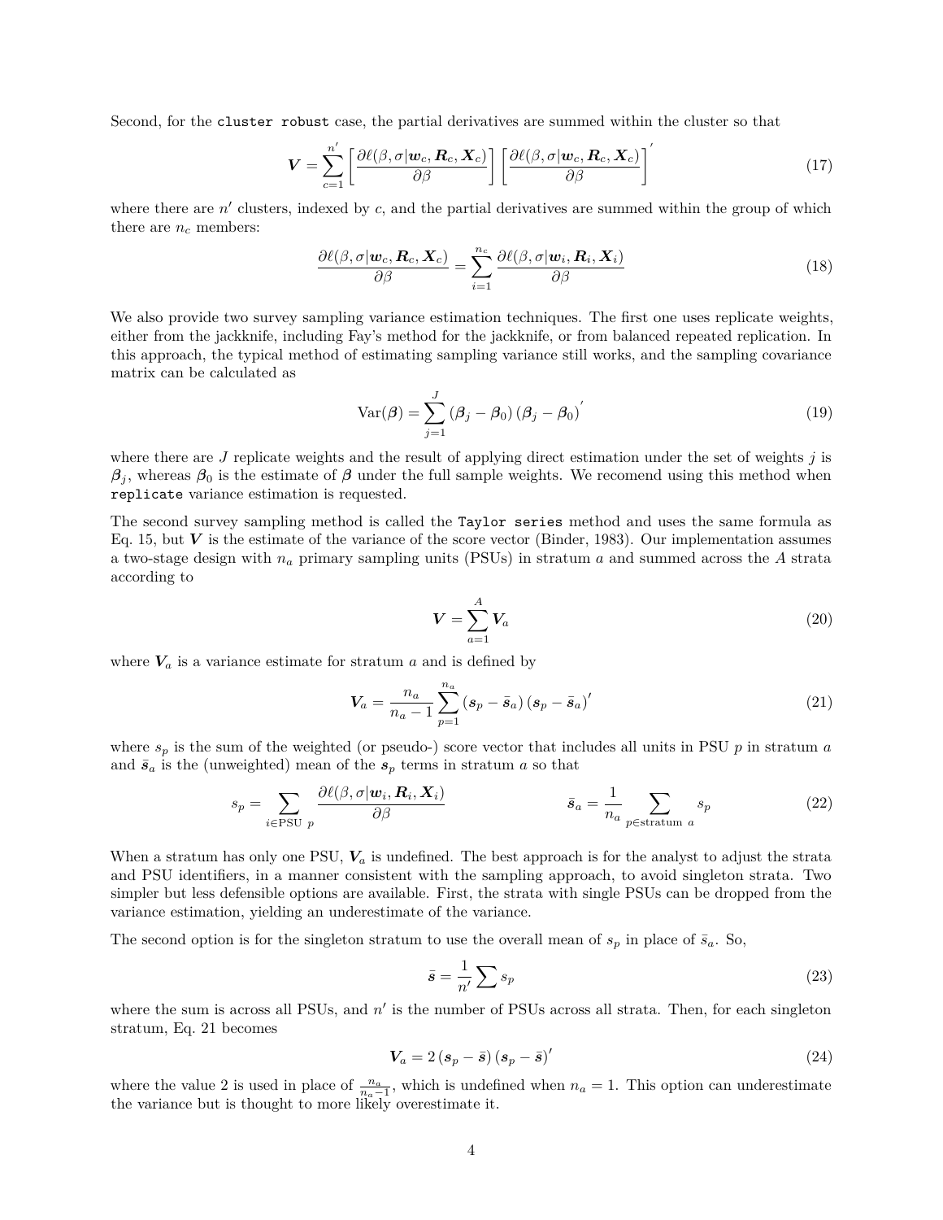Second, for the `cluster robust` case, the partial derivatives are summed within the cluster so that

$$\boldsymbol{V} = \sum_{c=1}^{n'} \left[ \frac{\partial \ell(\beta, \sigma | \boldsymbol{w}_c, \boldsymbol{R}_c, \boldsymbol{X}_c)}{\partial \beta} \right] \left[ \frac{\partial \ell(\beta, \sigma | \boldsymbol{w}_c, \boldsymbol{R}_c, \boldsymbol{X}_c)}{\partial \beta} \right]' \tag{17}$$

where there are $n'$ clusters, indexed by $c$, and the partial derivatives are summed within the group of which there are $n_c$ members:

$$\frac{\partial \ell(\beta, \sigma | \boldsymbol{w}_c, \boldsymbol{R}_c, \boldsymbol{X}_c)}{\partial \beta} = \sum_{i=1}^{n_c} \frac{\partial \ell(\beta, \sigma | \boldsymbol{w}_i, \boldsymbol{R}_i, \boldsymbol{X}_i)}{\partial \beta} \tag{18}$$

We also provide two survey sampling variance estimation techniques. The first one uses replicate weights, either from the jackknife, including Fay's method for the jackknife, or from balanced repeated replication. In this approach, the typical method of estimating sampling variance still works, and the sampling covariance matrix can be calculated as

$$\text{Var}(\boldsymbol{\beta}) = \sum_{j=1}^{J} (\boldsymbol{\beta}_j - \boldsymbol{\beta}_0)(\boldsymbol{\beta}_j - \boldsymbol{\beta}_0)' \tag{19}$$

where there are $J$ replicate weights and the result of applying direct estimation under the set of weights $j$ is $\boldsymbol{\beta}_j$, whereas $\boldsymbol{\beta}_0$ is the estimate of $\boldsymbol{\beta}$ under the full sample weights. We recomend using this method when `replicate` variance estimation is requested.

The second survey sampling method is called the `Taylor series` method and uses the same formula as Eq. 15, but $\boldsymbol{V}$ is the estimate of the variance of the score vector (Binder, 1983). Our implementation assumes a two-stage design with $n_a$ primary sampling units (PSUs) in stratum $a$ and summed across the $A$ strata according to

$$\boldsymbol{V} = \sum_{a=1}^{A} \boldsymbol{V}_a \tag{20}$$

where $\boldsymbol{V}_a$ is a variance estimate for stratum $a$ and is defined by

$$\boldsymbol{V}_a = \frac{n_a}{n_a - 1} \sum_{p=1}^{n_a} (\boldsymbol{s}_p - \bar{\boldsymbol{s}}_a)(\boldsymbol{s}_p - \bar{\boldsymbol{s}}_a)' \tag{21}$$

where $s_p$ is the sum of the weighted (or pseudo-) score vector that includes all units in PSU $p$ in stratum $a$ and $\bar{s}_a$ is the (unweighted) mean of the $\boldsymbol{s}_p$ terms in stratum $a$ so that

$$s_p = \sum_{i \in \text{PSU } p} \frac{\partial \ell(\beta, \sigma | \boldsymbol{w}_i, \boldsymbol{R}_i, \boldsymbol{X}_i)}{\partial \beta} \qquad\qquad \bar{\boldsymbol{s}}_a = \frac{1}{n_a} \sum_{p \in \text{stratum } a} s_p \tag{22}$$

When a stratum has only one PSU, $\boldsymbol{V}_a$ is undefined. The best approach is for the analyst to adjust the strata and PSU identifiers, in a manner consistent with the sampling approach, to avoid singleton strata. Two simpler but less defensible options are available. First, the strata with single PSUs can be dropped from the variance estimation, yielding an underestimate of the variance.

The second option is for the singleton stratum to use the overall mean of $s_p$ in place of $\bar{s}_a$. So,

$$\bar{\boldsymbol{s}} = \frac{1}{n'} \sum s_p \tag{23}$$

where the sum is across all PSUs, and $n'$ is the number of PSUs across all strata. Then, for each singleton stratum, Eq. 21 becomes

$$\boldsymbol{V}_a = 2(\boldsymbol{s}_p - \bar{\boldsymbol{s}})(\boldsymbol{s}_p - \bar{\boldsymbol{s}})' \tag{24}$$

where the value 2 is used in place of $\frac{n_a}{n_a - 1}$, which is undefined when $n_a = 1$. This option can underestimate the variance but is thought to more likely overestimate it.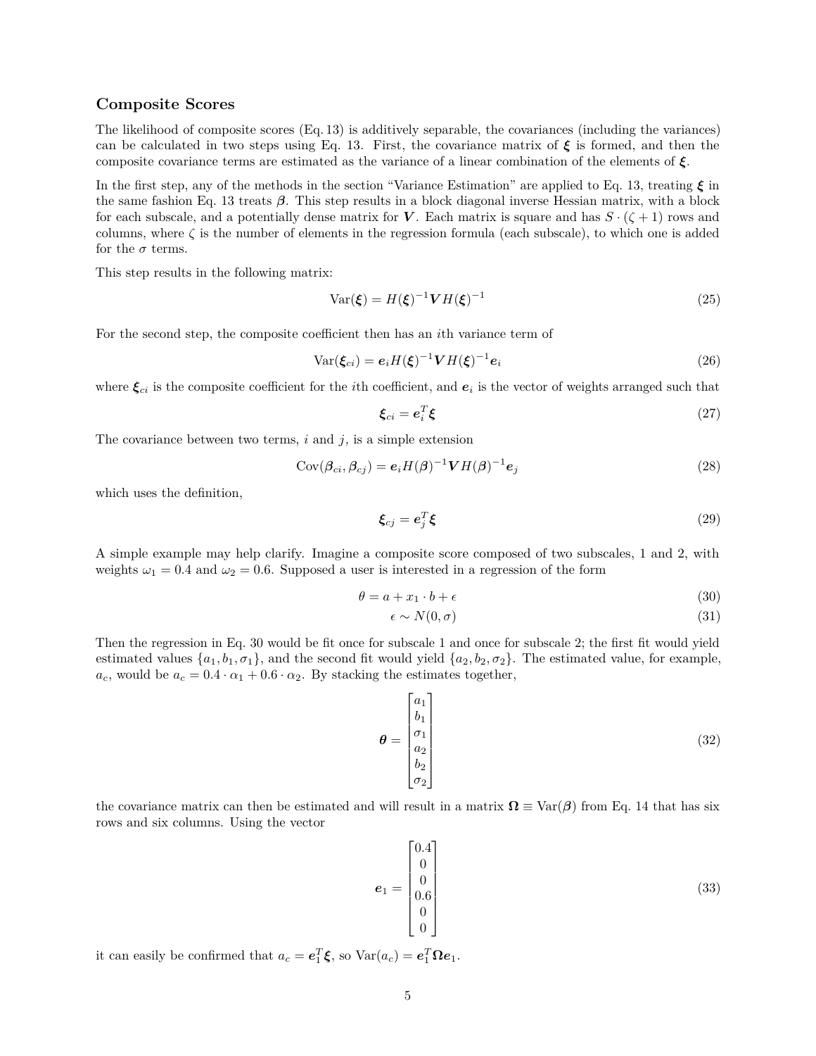### Composite Scores

The likelihood of composite scores (Eq. 13) is additively separable, the covariances (including the variances) can be calculated in two steps using Eq. 13. First, the covariance matrix of $\boldsymbol{\xi}$ is formed, and then the composite covariance terms are estimated as the variance of a linear combination of the elements of $\boldsymbol{\xi}$.

In the first step, any of the methods in the section "Variance Estimation" are applied to Eq. 13, treating $\boldsymbol{\xi}$ in the same fashion Eq. 13 treats $\boldsymbol{\beta}$. This step results in a block diagonal inverse Hessian matrix, with a block for each subscale, and a potentially dense matrix for $\boldsymbol{V}$. Each matrix is square and has $S \cdot (\zeta + 1)$ rows and columns, where $\zeta$ is the number of elements in the regression formula (each subscale), to which one is added for the $\sigma$ terms.

This step results in the following matrix:

$$\mathrm{Var}(\boldsymbol{\xi}) = H(\boldsymbol{\xi})^{-1} \boldsymbol{V} H(\boldsymbol{\xi})^{-1} \tag{25}$$

For the second step, the composite coefficient then has an $i$th variance term of

$$\mathrm{Var}(\boldsymbol{\xi}_{ci}) = \boldsymbol{e}_i H(\boldsymbol{\xi})^{-1} \boldsymbol{V} H(\boldsymbol{\xi})^{-1} \boldsymbol{e}_i \tag{26}$$

where $\boldsymbol{\xi}_{ci}$ is the composite coefficient for the $i$th coefficient, and $\boldsymbol{e}_i$ is the vector of weights arranged such that

$$\boldsymbol{\xi}_{ci} = \boldsymbol{e}_i^T \boldsymbol{\xi} \tag{27}$$

The covariance between two terms, $i$ and $j$, is a simple extension

$$\mathrm{Cov}(\boldsymbol{\beta}_{ci}, \boldsymbol{\beta}_{cj}) = \boldsymbol{e}_i H(\boldsymbol{\beta})^{-1} \boldsymbol{V} H(\boldsymbol{\beta})^{-1} \boldsymbol{e}_j \tag{28}$$

which uses the definition,

$$\boldsymbol{\xi}_{cj} = \boldsymbol{e}_j^T \boldsymbol{\xi} \tag{29}$$

A simple example may help clarify. Imagine a composite score composed of two subscales, 1 and 2, with weights $\omega_1 = 0.4$ and $\omega_2 = 0.6$. Supposed a user is interested in a regression of the form

$$\theta = a + x_1 \cdot b + \epsilon \tag{30}$$

$$\epsilon \sim N(0, \sigma) \tag{31}$$

Then the regression in Eq. 30 would be fit once for subscale 1 and once for subscale 2; the first fit would yield estimated values $\{a_1, b_1, \sigma_1\}$, and the second fit would yield $\{a_2, b_2, \sigma_2\}$. The estimated value, for example, $a_c$, would be $a_c = 0.4 \cdot \alpha_1 + 0.6 \cdot \alpha_2$. By stacking the estimates together,

$$\boldsymbol{\theta} = \begin{bmatrix} a_1 \\ b_1 \\ \sigma_1 \\ a_2 \\ b_2 \\ \sigma_2 \end{bmatrix} \tag{32}$$

the covariance matrix can then be estimated and will result in a matrix $\boldsymbol{\Omega} \equiv \mathrm{Var}(\boldsymbol{\beta})$ from Eq. 14 that has six rows and six columns. Using the vector

$$\boldsymbol{e}_1 = \begin{bmatrix} 0.4 \\ 0 \\ 0 \\ 0.6 \\ 0 \\ 0 \end{bmatrix} \tag{33}$$

it can easily be confirmed that $a_c = \boldsymbol{e}_1^T \boldsymbol{\xi}$, so $\mathrm{Var}(a_c) = \boldsymbol{e}_1^T \boldsymbol{\Omega} \boldsymbol{e}_1$.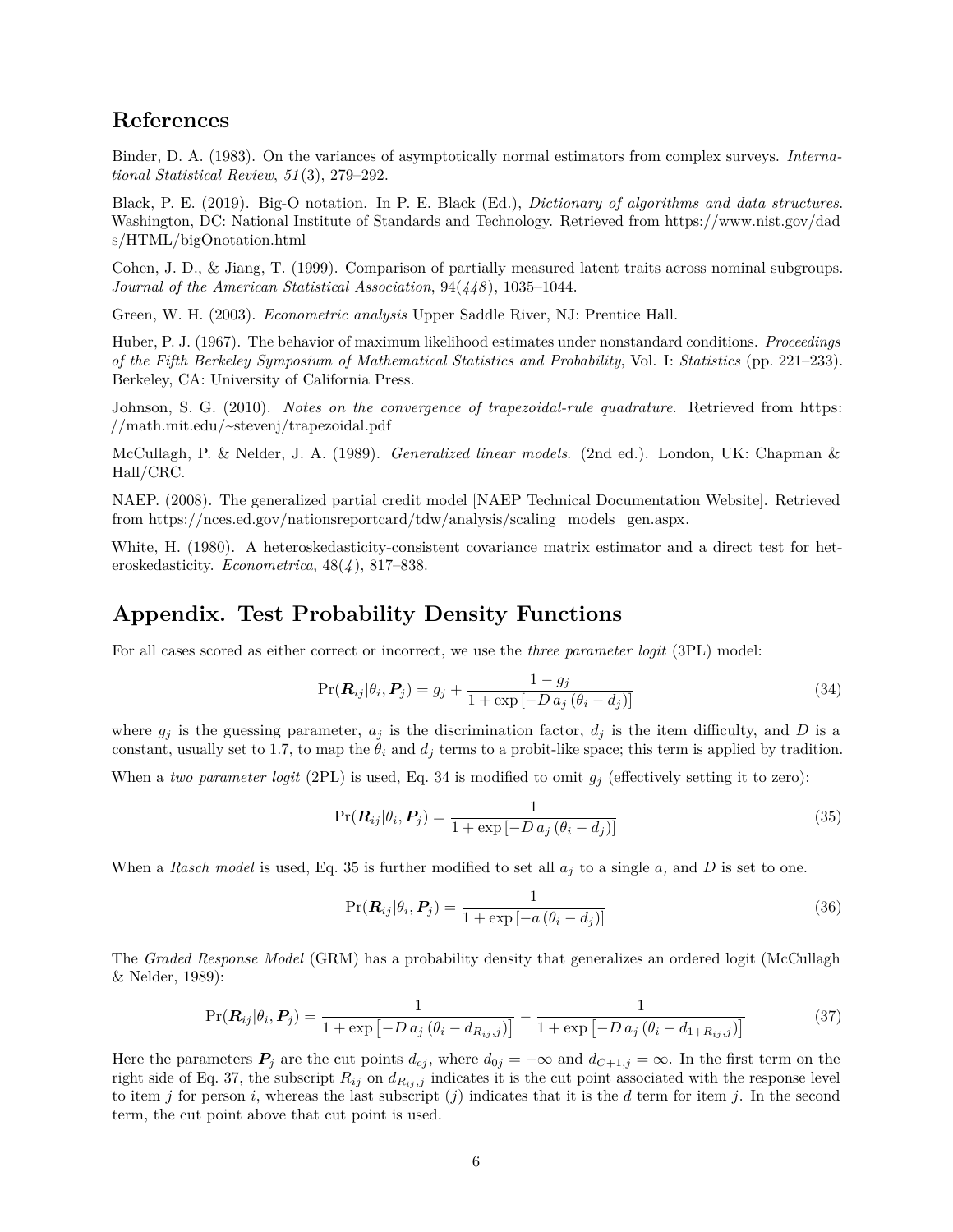## References

Binder, D. A. (1983). On the variances of asymptotically normal estimators from complex surveys. *International Statistical Review*, *51*(3), 279–292.

Black, P. E. (2019). Big-O notation. In P. E. Black (Ed.), *Dictionary of algorithms and data structures*. Washington, DC: National Institute of Standards and Technology. Retrieved from https://www.nist.gov/dads/HTML/bigOnotation.html

Cohen, J. D., & Jiang, T. (1999). Comparison of partially measured latent traits across nominal subgroups. *Journal of the American Statistical Association*, 94(*448*), 1035–1044.

Green, W. H. (2003). *Econometric analysis* Upper Saddle River, NJ: Prentice Hall.

Huber, P. J. (1967). The behavior of maximum likelihood estimates under nonstandard conditions. *Proceedings of the Fifth Berkeley Symposium of Mathematical Statistics and Probability*, Vol. I: *Statistics* (pp. 221–233). Berkeley, CA: University of California Press.

Johnson, S. G. (2010). *Notes on the convergence of trapezoidal-rule quadrature*. Retrieved from https://math.mit.edu/~stevenj/trapezoidal.pdf

McCullagh, P. & Nelder, J. A. (1989). *Generalized linear models*. (2nd ed.). London, UK: Chapman & Hall/CRC.

NAEP. (2008). The generalized partial credit model [NAEP Technical Documentation Website]. Retrieved from https://nces.ed.gov/nationsreportcard/tdw/analysis/scaling_models_gen.aspx.

White, H. (1980). A heteroskedasticity-consistent covariance matrix estimator and a direct test for heteroskedasticity. *Econometrica*, 48(*4*), 817–838.

## Appendix. Test Probability Density Functions

For all cases scored as either correct or incorrect, we use the *three parameter logit* (3PL) model:

$$\Pr(\boldsymbol{R}_{ij}|\theta_i, \boldsymbol{P}_j) = g_j + \frac{1 - g_j}{1 + \exp\left[-D\, a_j\, (\theta_i - d_j)\right]} \tag{34}$$

where $g_j$ is the guessing parameter, $a_j$ is the discrimination factor, $d_j$ is the item difficulty, and $D$ is a constant, usually set to 1.7, to map the $\theta_i$ and $d_j$ terms to a probit-like space; this term is applied by tradition.

When a *two parameter logit* (2PL) is used, Eq. 34 is modified to omit $g_j$ (effectively setting it to zero):

$$\Pr(\boldsymbol{R}_{ij}|\theta_i, \boldsymbol{P}_j) = \frac{1}{1 + \exp\left[-D\, a_j\, (\theta_i - d_j)\right]} \tag{35}$$

When a *Rasch model* is used, Eq. 35 is further modified to set all $a_j$ to a single $a$, and $D$ is set to one.

$$\Pr(\boldsymbol{R}_{ij}|\theta_i, \boldsymbol{P}_j) = \frac{1}{1 + \exp\left[-a\, (\theta_i - d_j)\right]} \tag{36}$$

The *Graded Response Model* (GRM) has a probability density that generalizes an ordered logit (McCullagh & Nelder, 1989):

$$\Pr(\boldsymbol{R}_{ij}|\theta_i, \boldsymbol{P}_j) = \frac{1}{1 + \exp\left[-D\, a_j\, (\theta_i - d_{R_{ij},j})\right]} - \frac{1}{1 + \exp\left[-D\, a_j\, (\theta_i - d_{1+R_{ij},j})\right]} \tag{37}$$

Here the parameters $\boldsymbol{P}_j$ are the cut points $d_{cj}$, where $d_{0j} = -\infty$ and $d_{C+1,j} = \infty$. In the first term on the right side of Eq. 37, the subscript $R_{ij}$ on $d_{R_{ij},j}$ indicates it is the cut point associated with the response level to item $j$ for person $i$, whereas the last subscript ($j$) indicates that it is the $d$ term for item $j$. In the second term, the cut point above that cut point is used.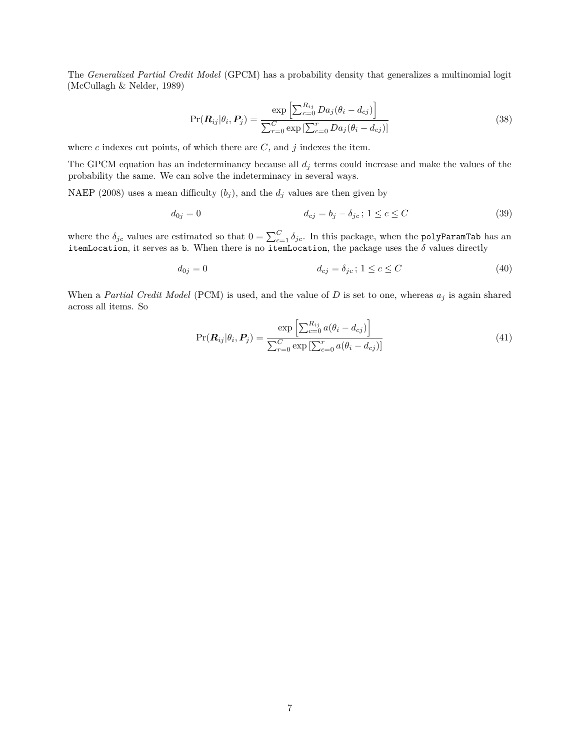The *Generalized Partial Credit Model* (GPCM) has a probability density that generalizes a multinomial logit (McCullagh & Nelder, 1989)

$$\Pr(\boldsymbol{R}_{ij}|\theta_i, \boldsymbol{P}_j) = \frac{\exp\left[\sum_{c=0}^{R_{ij}} Da_j(\theta_i - d_{cj})\right]}{\sum_{r=0}^{C} \exp\left[\sum_{c=0}^{r} Da_j(\theta_i - d_{cj})\right]} \tag{38}$$

where $c$ indexes cut points, of which there are $C$, and $j$ indexes the item.

The GPCM equation has an indeterminancy because all $d_j$ terms could increase and make the values of the probability the same. We can solve the indeterminancy in several ways.

NAEP (2008) uses a mean difficulty ($b_j$), and the $d_j$ values are then given by

$$d_{0j} = 0 \qquad\qquad d_{cj} = b_j - \delta_{jc}\,;\, 1 \leq c \leq C \tag{39}$$

where the $\delta_{jc}$ values are estimated so that $0 = \sum_{c=1}^{C} \delta_{jc}$. In this package, when the `polyParamTab` has an `itemLocation`, it serves as `b`. When there is no `itemLocation`, the package uses the $\delta$ values directly

$$d_{0j} = 0 \qquad\qquad d_{cj} = \delta_{jc}\,;\, 1 \leq c \leq C \tag{40}$$

When a *Partial Credit Model* (PCM) is used, and the value of $D$ is set to one, whereas $a_j$ is again shared across all items. So

$$\Pr(\boldsymbol{R}_{ij}|\theta_i, \boldsymbol{P}_j) = \frac{\exp\left[\sum_{c=0}^{R_{ij}} a(\theta_i - d_{cj})\right]}{\sum_{r=0}^{C} \exp\left[\sum_{c=0}^{r} a(\theta_i - d_{cj})\right]} \tag{41}$$